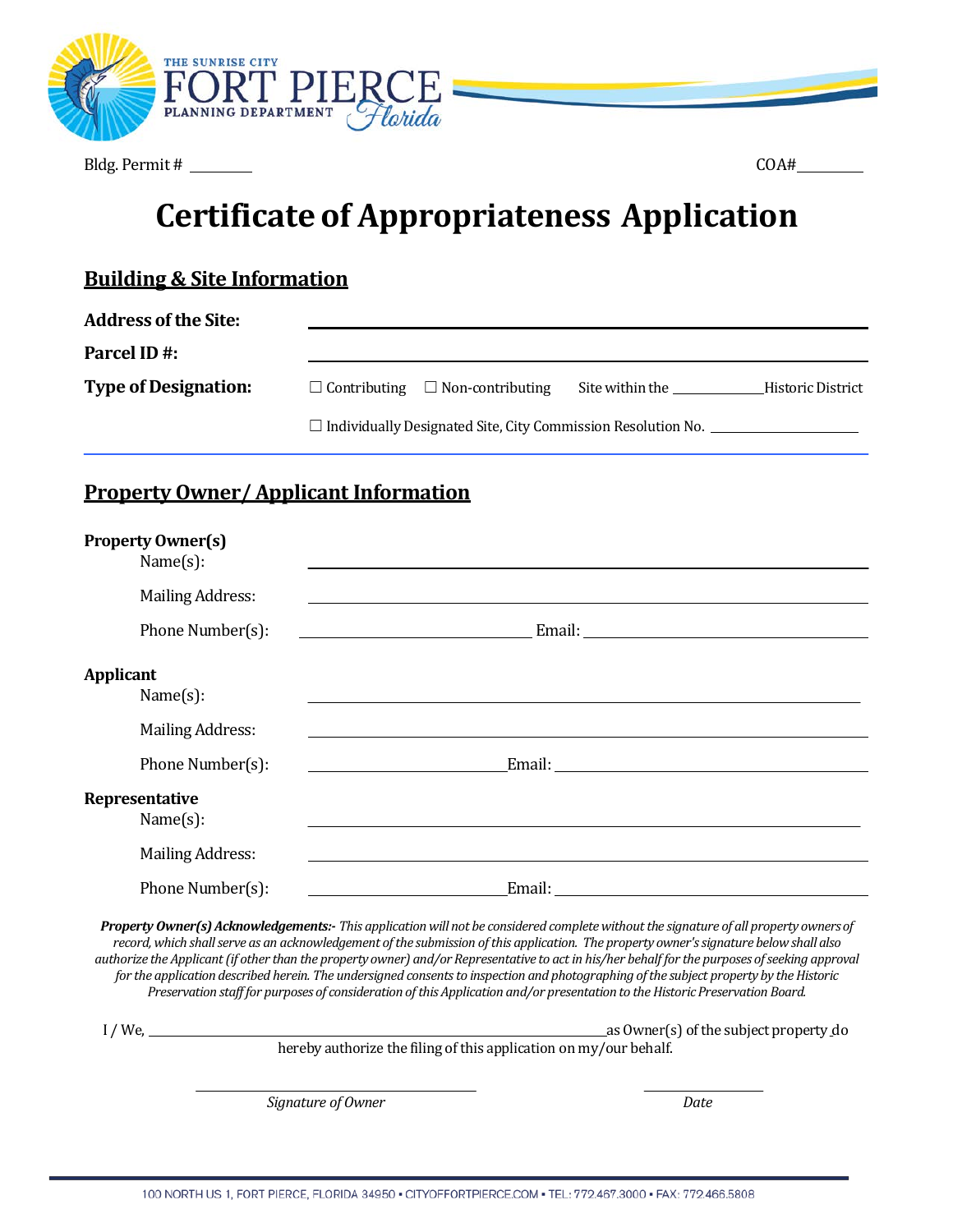THE SUNRISE CITY
FORT PIERCE
PLANNING DEPARTMENT
Florida

Bldg. Permit # ________ COA# ________

# Certificate of Appropriateness Application

## Building & Site Information

**Address of the Site:** ________________________________________

**Parcel ID #:** ________________________________________

**Type of Designation:** ☐ Contributing ☐ Non-contributing Site within the ____________ Historic District

☐ Individually Designated Site, City Commission Resolution No. ____________________

## Property Owner/ Applicant Information

**Property Owner(s)**

Name(s): ________________________________________

Mailing Address: ________________________________________

Phone Number(s): ____________________ Email: ____________________

**Applicant**

Name(s): ________________________________________

Mailing Address: ________________________________________

Phone Number(s): ____________________ Email: ____________________

**Representative**

Name(s): ________________________________________

Mailing Address: ________________________________________

Phone Number(s): ____________________ Email: ____________________

***Property Owner(s) Acknowledgements:-*** *This application will not be considered complete without the signature of all property owners of record, which shall serve as an acknowledgement of the submission of this application. The property owner's signature below shall also authorize the Applicant (if other than the property owner) and/or Representative to act in his/her behalf for the purposes of seeking approval for the application described herein. The undersigned consents to inspection and photographing of the subject property by the Historic Preservation staff for purposes of consideration of this Application and/or presentation to the Historic Preservation Board.*

I / We, ________________________________________ as Owner(s) of the subject property do hereby authorize the filing of this application on my/our behalf.

________________________________ ________________

*Signature of Owner* *Date*

100 NORTH US 1, FORT PIERCE, FLORIDA 34950 ▪ CITYOFFORTPIERCE.COM ▪ TEL: 772.467.3000 ▪ FAX: 772.466.5808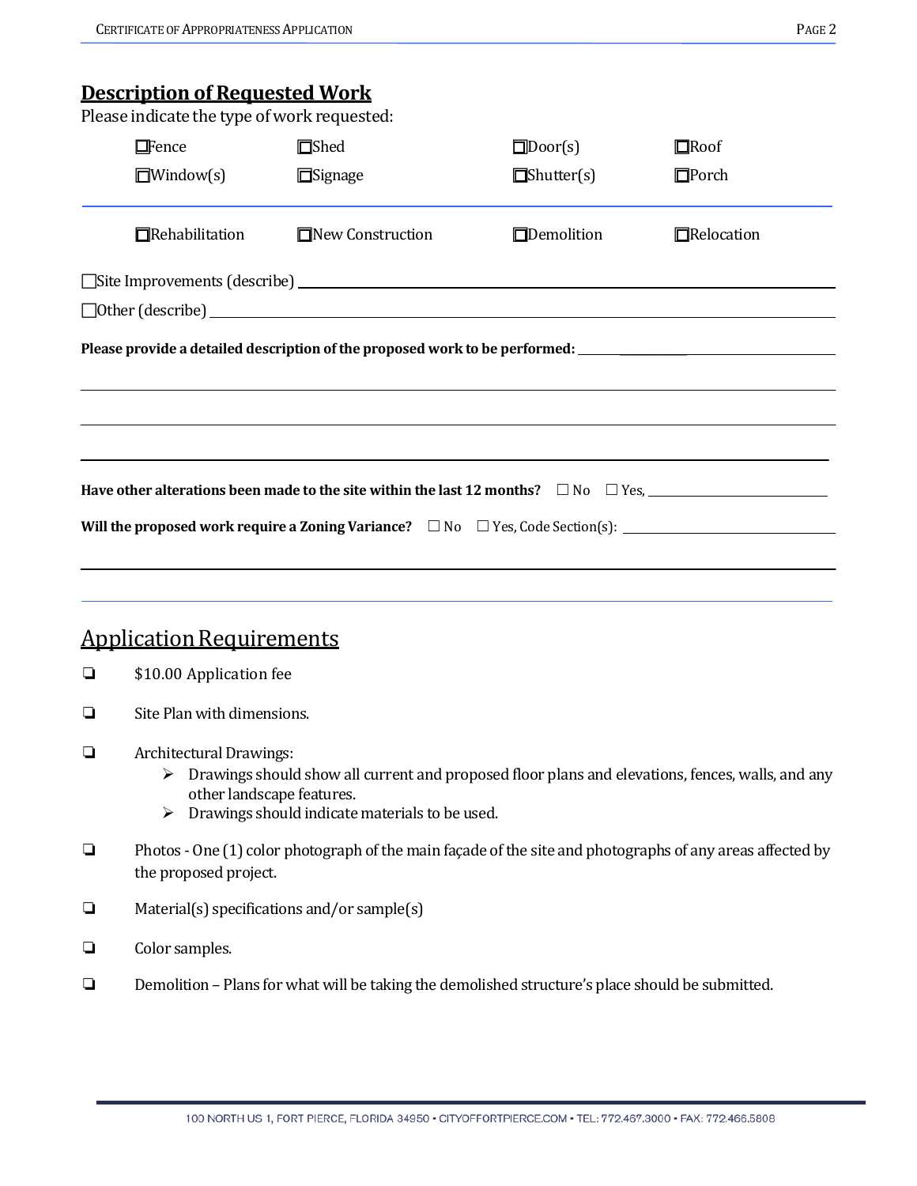## Description of Requested Work

Please indicate the type of work requested:

☐Fence ☐Shed ☐Door(s) ☐Roof

☐Window(s) ☐Signage ☐Shutter(s) ☐Porch

☐Rehabilitation ☐New Construction ☐Demolition ☐Relocation

☐Site Improvements (describe) ____________________

☐Other (describe) ____________________

**Please provide a detailed description of the proposed work to be performed:** ____________________

____________________

____________________

____________________

**Have other alterations been made to the site within the last 12 months?** ☐ No ☐ Yes, ____________________

**Will the proposed work require a Zoning Variance?** ☐ No ☐ Yes, Code Section(s): ____________________

____________________

## Application Requirements

- ❏ $10.00 Application fee
- ❏ Site Plan with dimensions.
- ❏ Architectural Drawings:
  - Drawings should show all current and proposed floor plans and elevations, fences, walls, and any other landscape features.
  - Drawings should indicate materials to be used.
- ❏ Photos - One (1) color photograph of the main façade of the site and photographs of any areas affected by the proposed project.
- ❏ Material(s) specifications and/or sample(s)
- ❏ Color samples.
- ❏ Demolition – Plans for what will be taking the demolished structure's place should be submitted.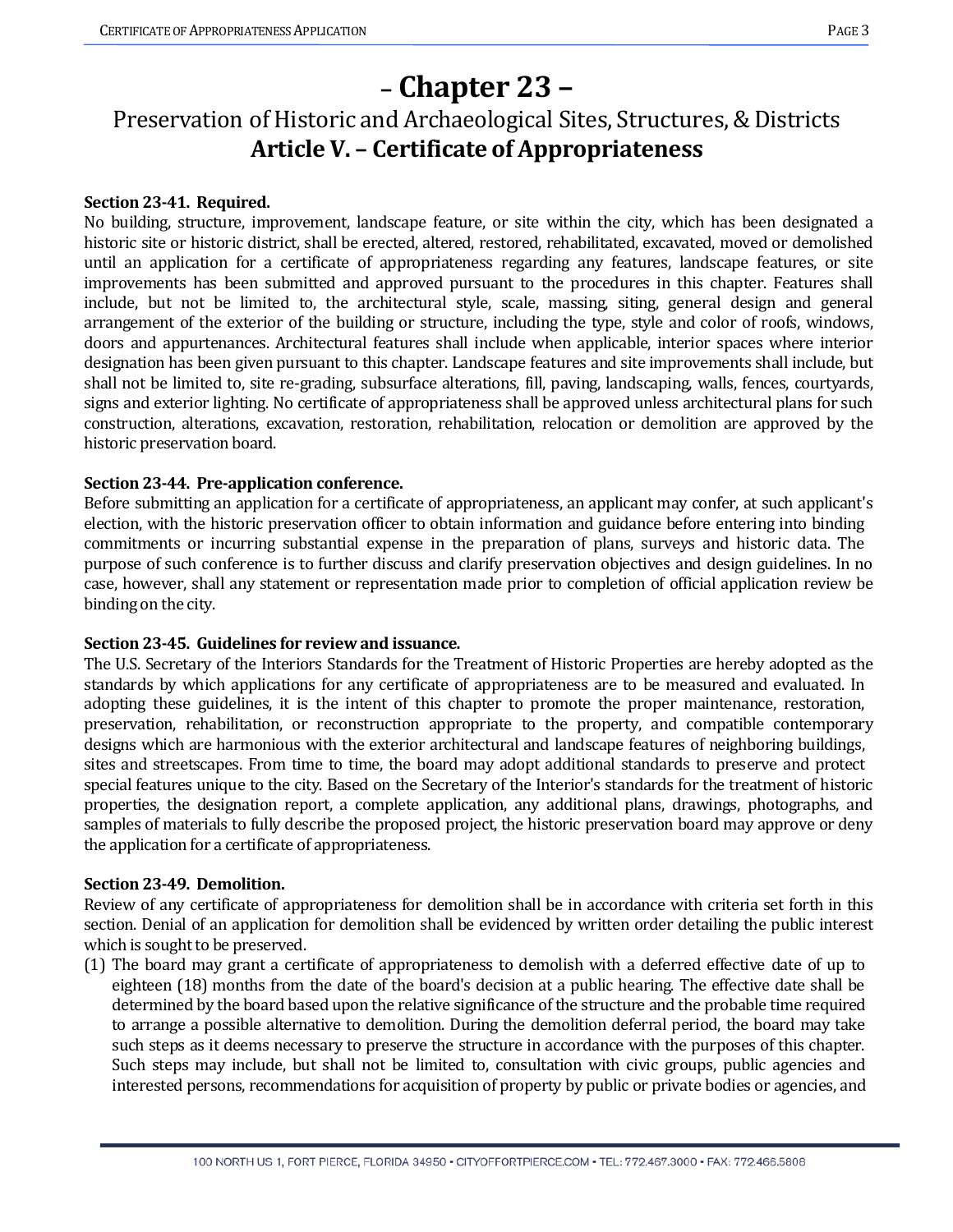# – Chapter 23 –

## Preservation of Historic and Archaeological Sites, Structures, & Districts

## Article V. – Certificate of Appropriateness

**Section 23-41. Required.**
No building, structure, improvement, landscape feature, or site within the city, which has been designated a historic site or historic district, shall be erected, altered, restored, rehabilitated, excavated, moved or demolished until an application for a certificate of appropriateness regarding any features, landscape features, or site improvements has been submitted and approved pursuant to the procedures in this chapter. Features shall include, but not be limited to, the architectural style, scale, massing, siting, general design and general arrangement of the exterior of the building or structure, including the type, style and color of roofs, windows, doors and appurtenances. Architectural features shall include when applicable, interior spaces where interior designation has been given pursuant to this chapter. Landscape features and site improvements shall include, but shall not be limited to, site re-grading, subsurface alterations, fill, paving, landscaping, walls, fences, courtyards, signs and exterior lighting. No certificate of appropriateness shall be approved unless architectural plans for such construction, alterations, excavation, restoration, rehabilitation, relocation or demolition are approved by the historic preservation board.

**Section 23-44. Pre-application conference.**
Before submitting an application for a certificate of appropriateness, an applicant may confer, at such applicant's election, with the historic preservation officer to obtain information and guidance before entering into binding commitments or incurring substantial expense in the preparation of plans, surveys and historic data. The purpose of such conference is to further discuss and clarify preservation objectives and design guidelines. In no case, however, shall any statement or representation made prior to completion of official application review be binding on the city.

**Section 23-45. Guidelines for review and issuance.**
The U.S. Secretary of the Interiors Standards for the Treatment of Historic Properties are hereby adopted as the standards by which applications for any certificate of appropriateness are to be measured and evaluated. In adopting these guidelines, it is the intent of this chapter to promote the proper maintenance, restoration, preservation, rehabilitation, or reconstruction appropriate to the property, and compatible contemporary designs which are harmonious with the exterior architectural and landscape features of neighboring buildings, sites and streetscapes. From time to time, the board may adopt additional standards to preserve and protect special features unique to the city. Based on the Secretary of the Interior's standards for the treatment of historic properties, the designation report, a complete application, any additional plans, drawings, photographs, and samples of materials to fully describe the proposed project, the historic preservation board may approve or deny the application for a certificate of appropriateness.

**Section 23-49. Demolition.**
Review of any certificate of appropriateness for demolition shall be in accordance with criteria set forth in this section. Denial of an application for demolition shall be evidenced by written order detailing the public interest which is sought to be preserved.

(1) The board may grant a certificate of appropriateness to demolish with a deferred effective date of up to eighteen (18) months from the date of the board's decision at a public hearing. The effective date shall be determined by the board based upon the relative significance of the structure and the probable time required to arrange a possible alternative to demolition. During the demolition deferral period, the board may take such steps as it deems necessary to preserve the structure in accordance with the purposes of this chapter. Such steps may include, but shall not be limited to, consultation with civic groups, public agencies and interested persons, recommendations for acquisition of property by public or private bodies or agencies, and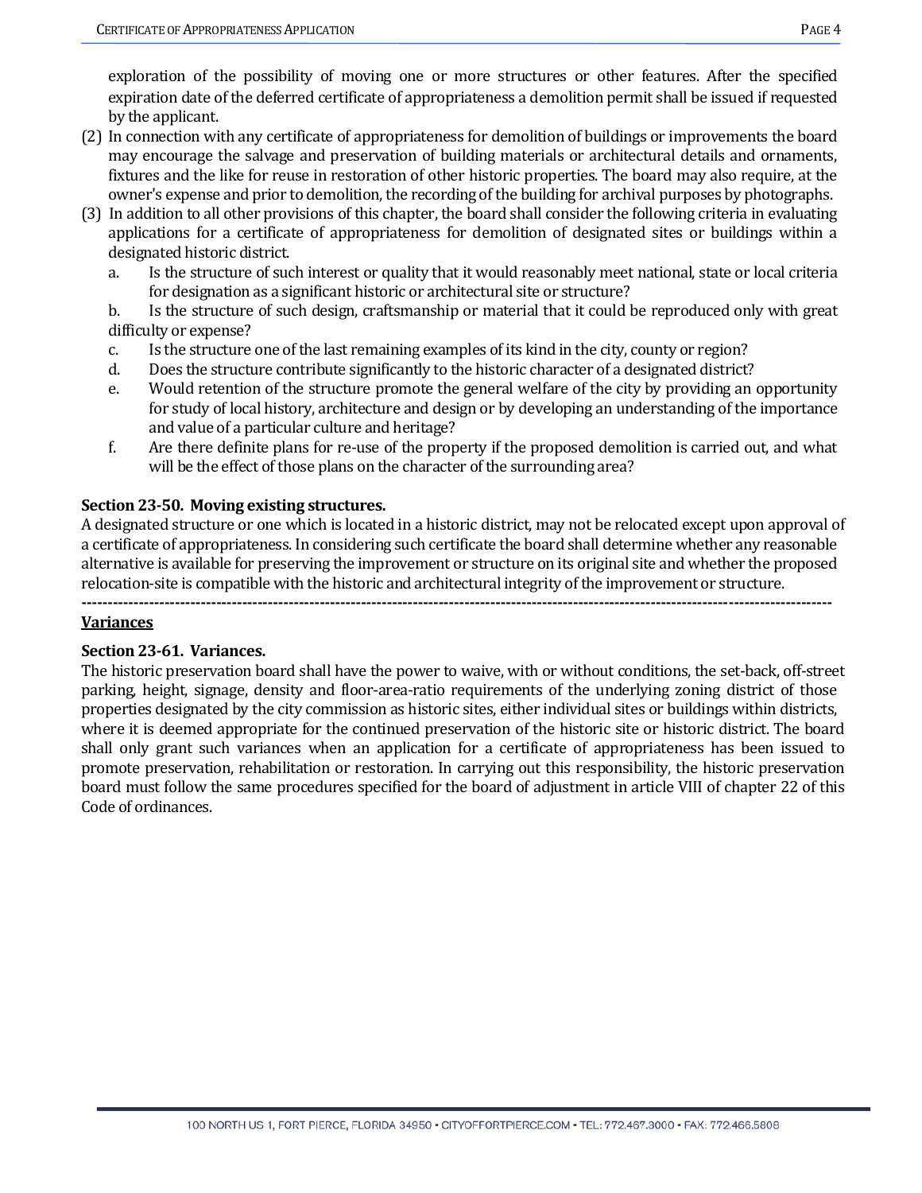exploration of the possibility of moving one or more structures or other features. After the specified expiration date of the deferred certificate of appropriateness a demolition permit shall be issued if requested by the applicant.

(2) In connection with any certificate of appropriateness for demolition of buildings or improvements the board may encourage the salvage and preservation of building materials or architectural details and ornaments, fixtures and the like for reuse in restoration of other historic properties. The board may also require, at the owner's expense and prior to demolition, the recording of the building for archival purposes by photographs.

(3) In addition to all other provisions of this chapter, the board shall consider the following criteria in evaluating applications for a certificate of appropriateness for demolition of designated sites or buildings within a designated historic district.

a. Is the structure of such interest or quality that it would reasonably meet national, state or local criteria for designation as a significant historic or architectural site or structure?

b. Is the structure of such design, craftsmanship or material that it could be reproduced only with great difficulty or expense?

c. Is the structure one of the last remaining examples of its kind in the city, county or region?

d. Does the structure contribute significantly to the historic character of a designated district?

e. Would retention of the structure promote the general welfare of the city by providing an opportunity for study of local history, architecture and design or by developing an understanding of the importance and value of a particular culture and heritage?

f. Are there definite plans for re-use of the property if the proposed demolition is carried out, and what will be the effect of those plans on the character of the surrounding area?

**Section 23-50. Moving existing structures.**

A designated structure or one which is located in a historic district, may not be relocated except upon approval of a certificate of appropriateness. In considering such certificate the board shall determine whether any reasonable alternative is available for preserving the improvement or structure on its original site and whether the proposed relocation-site is compatible with the historic and architectural integrity of the improvement or structure.

---

**Variances**

**Section 23-61. Variances.**

The historic preservation board shall have the power to waive, with or without conditions, the set-back, off-street parking, height, signage, density and floor-area-ratio requirements of the underlying zoning district of those properties designated by the city commission as historic sites, either individual sites or buildings within districts, where it is deemed appropriate for the continued preservation of the historic site or historic district. The board shall only grant such variances when an application for a certificate of appropriateness has been issued to promote preservation, rehabilitation or restoration. In carrying out this responsibility, the historic preservation board must follow the same procedures specified for the board of adjustment in article VIII of chapter 22 of this Code of ordinances.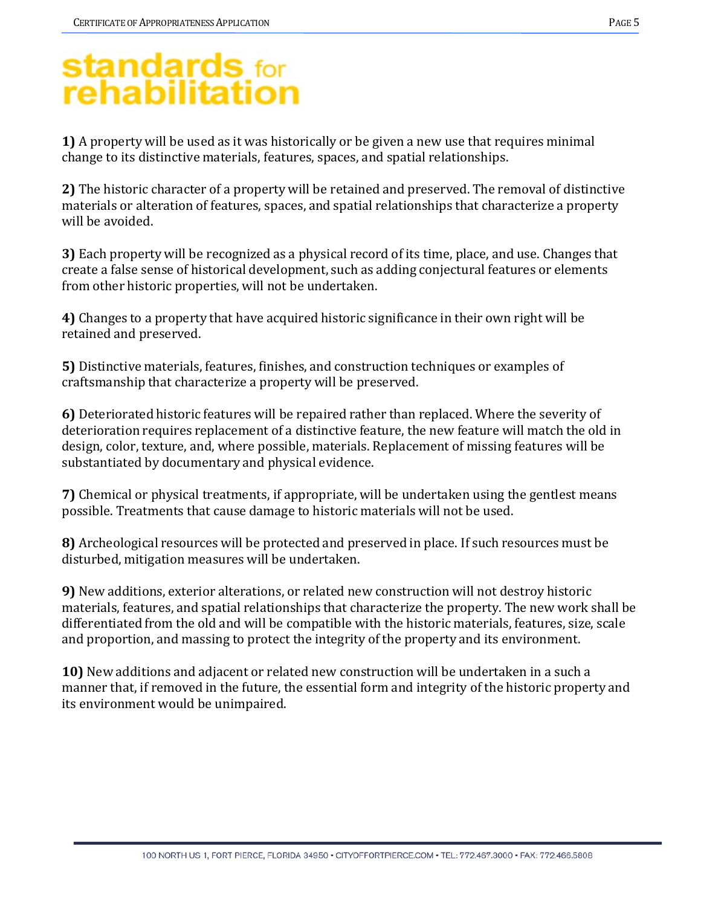# standards for rehabilitation

**1)** A property will be used as it was historically or be given a new use that requires minimal change to its distinctive materials, features, spaces, and spatial relationships.

**2)** The historic character of a property will be retained and preserved. The removal of distinctive materials or alteration of features, spaces, and spatial relationships that characterize a property will be avoided.

**3)** Each property will be recognized as a physical record of its time, place, and use. Changes that create a false sense of historical development, such as adding conjectural features or elements from other historic properties, will not be undertaken.

**4)** Changes to a property that have acquired historic significance in their own right will be retained and preserved.

**5)** Distinctive materials, features, finishes, and construction techniques or examples of craftsmanship that characterize a property will be preserved.

**6)** Deteriorated historic features will be repaired rather than replaced. Where the severity of deterioration requires replacement of a distinctive feature, the new feature will match the old in design, color, texture, and, where possible, materials. Replacement of missing features will be substantiated by documentary and physical evidence.

**7)** Chemical or physical treatments, if appropriate, will be undertaken using the gentlest means possible. Treatments that cause damage to historic materials will not be used.

**8)** Archeological resources will be protected and preserved in place. If such resources must be disturbed, mitigation measures will be undertaken.

**9)** New additions, exterior alterations, or related new construction will not destroy historic materials, features, and spatial relationships that characterize the property. The new work shall be differentiated from the old and will be compatible with the historic materials, features, size, scale and proportion, and massing to protect the integrity of the property and its environment.

**10)** New additions and adjacent or related new construction will be undertaken in a such a manner that, if removed in the future, the essential form and integrity of the historic property and its environment would be unimpaired.

100 NORTH US 1, FORT PIERCE, FLORIDA 34950 • CITYOFFORTPIERCE.COM • TEL: 772.467.3000 • FAX: 772.466.5808